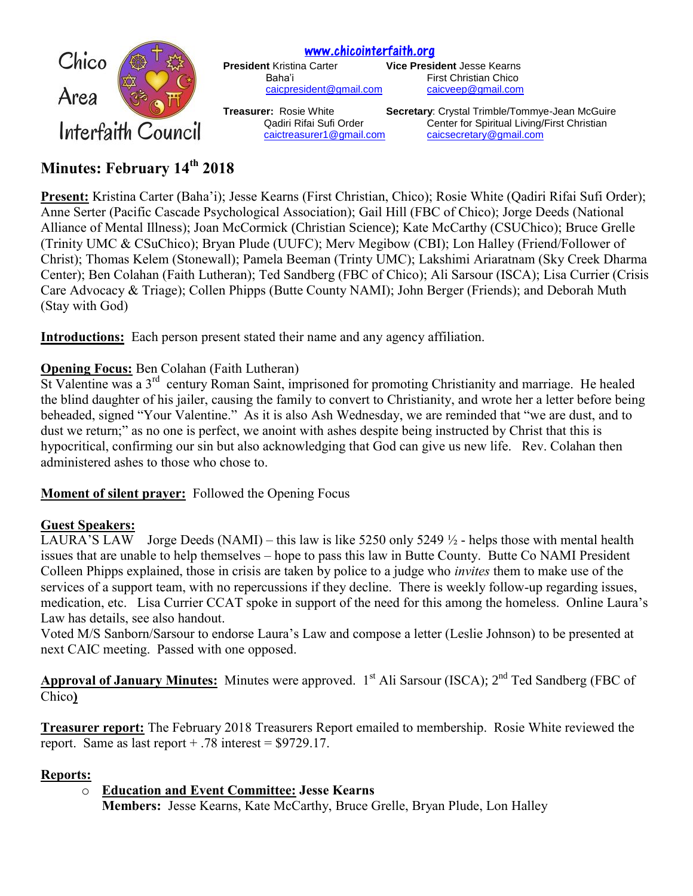Chico Area Interfaith Council

www.chicointerfaith.org

**President** Kristina Carter
Baha'i
caicpresident@gmail.com

**Vice President** Jesse Kearns
First Christian Chico
caicveep@gmail.com

**Treasurer:** Rosie White
Qadiri Rifai Sufi Order
caictreasurer1@gmail.com

**Secretary**: Crystal Trimble/Tommye-Jean McGuire
Center for Spiritual Living/First Christian
caicsecretary@gmail.com

# Minutes: February 14th 2018

**Present:** Kristina Carter (Baha'i); Jesse Kearns (First Christian, Chico); Rosie White (Qadiri Rifai Sufi Order); Anne Serter (Pacific Cascade Psychological Association); Gail Hill (FBC of Chico); Jorge Deeds (National Alliance of Mental Illness); Joan McCormick (Christian Science); Kate McCarthy (CSUChico); Bruce Grelle (Trinity UMC & CSuChico); Bryan Plude (UUFC); Merv Megibow (CBI); Lon Halley (Friend/Follower of Christ); Thomas Kelem (Stonewall); Pamela Beeman (Trinty UMC); Lakshimi Ariaratnam (Sky Creek Dharma Center); Ben Colahan (Faith Lutheran); Ted Sandberg (FBC of Chico); Ali Sarsour (ISCA); Lisa Currier (Crisis Care Advocacy & Triage); Collen Phipps (Butte County NAMI); John Berger (Friends); and Deborah Muth (Stay with God)

**Introductions:** Each person present stated their name and any agency affiliation.

**Opening Focus:** Ben Colahan (Faith Lutheran)
St Valentine was a 3rd century Roman Saint, imprisoned for promoting Christianity and marriage. He healed the blind daughter of his jailer, causing the family to convert to Christianity, and wrote her a letter before being beheaded, signed "Your Valentine." As it is also Ash Wednesday, we are reminded that "we are dust, and to dust we return;" as no one is perfect, we anoint with ashes despite being instructed by Christ that this is hypocritical, confirming our sin but also acknowledging that God can give us new life. Rev. Colahan then administered ashes to those who chose to.

**Moment of silent prayer:** Followed the Opening Focus

**Guest Speakers:**
LAURA'S LAW Jorge Deeds (NAMI) – this law is like 5250 only 5249 ½ - helps those with mental health issues that are unable to help themselves – hope to pass this law in Butte County. Butte Co NAMI President Colleen Phipps explained, those in crisis are taken by police to a judge who *invites* them to make use of the services of a support team, with no repercussions if they decline. There is weekly follow-up regarding issues, medication, etc. Lisa Currier CCAT spoke in support of the need for this among the homeless. Online Laura's Law has details, see also handout.
Voted M/S Sanborn/Sarsour to endorse Laura's Law and compose a letter (Leslie Johnson) to be presented at next CAIC meeting. Passed with one opposed.

**Approval of January Minutes:** Minutes were approved. 1st Ali Sarsour (ISCA); 2nd Ted Sandberg (FBC of Chico)

**Treasurer report:** The February 2018 Treasurers Report emailed to membership. Rosie White reviewed the report. Same as last report + .78 interest = $9729.17.

**Reports:**

- **Education and Event Committee: Jesse Kearns**
  **Members:** Jesse Kearns, Kate McCarthy, Bruce Grelle, Bryan Plude, Lon Halley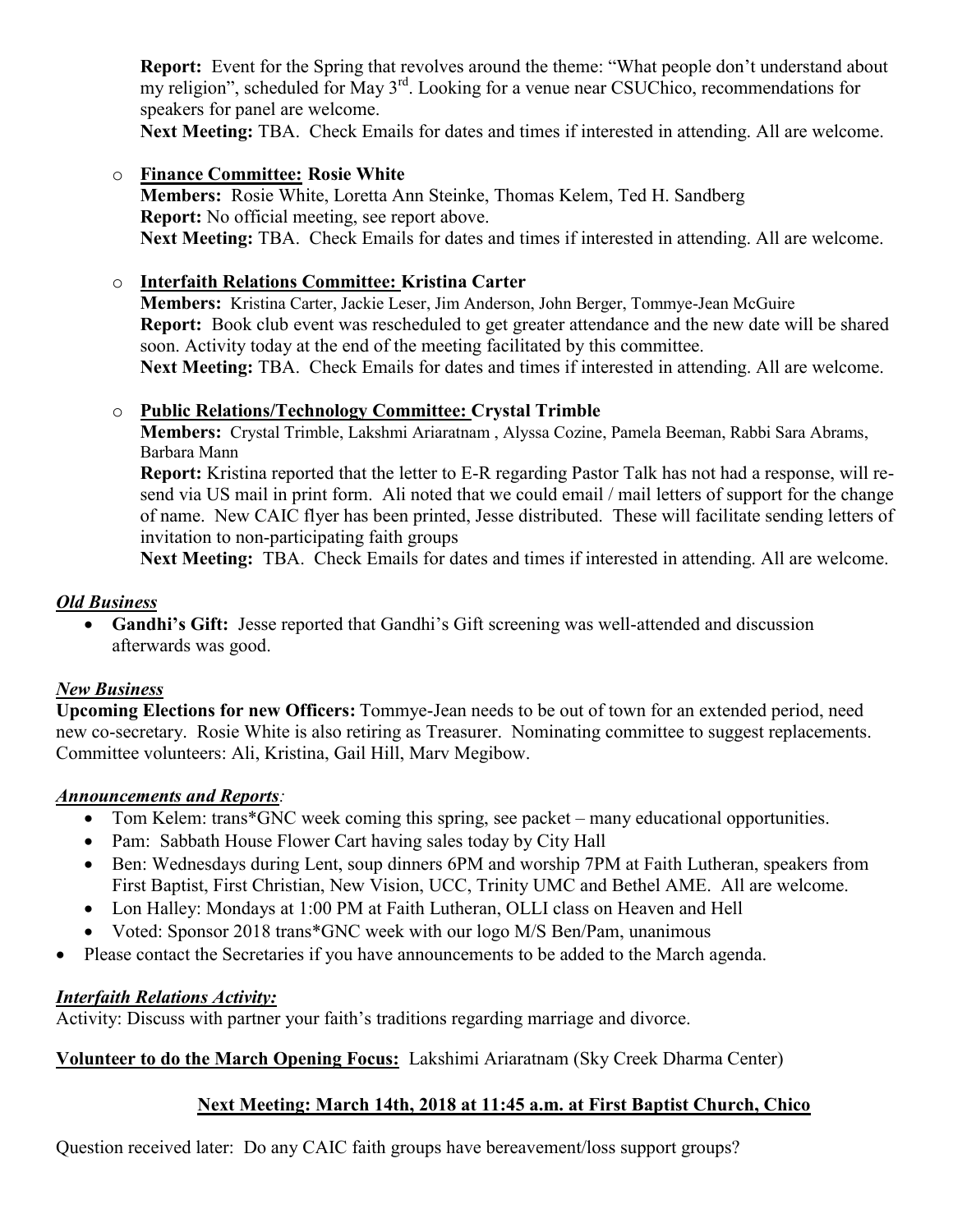**Report:** Event for the Spring that revolves around the theme: "What people don't understand about my religion", scheduled for May 3rd. Looking for a venue near CSUChico, recommendations for speakers for panel are welcome.
**Next Meeting:** TBA. Check Emails for dates and times if interested in attending. All are welcome.

- **Finance Committee: Rosie White**
  **Members:** Rosie White, Loretta Ann Steinke, Thomas Kelem, Ted H. Sandberg
  **Report:** No official meeting, see report above.
  **Next Meeting:** TBA. Check Emails for dates and times if interested in attending. All are welcome.

- **Interfaith Relations Committee: Kristina Carter**
  **Members:** Kristina Carter, Jackie Leser, Jim Anderson, John Berger, Tommye-Jean McGuire
  **Report:** Book club event was rescheduled to get greater attendance and the new date will be shared soon. Activity today at the end of the meeting facilitated by this committee.
  **Next Meeting:** TBA. Check Emails for dates and times if interested in attending. All are welcome.

- **Public Relations/Technology Committee: Crystal Trimble**
  **Members:** Crystal Trimble, Lakshmi Ariaratnam , Alyssa Cozine, Pamela Beeman, Rabbi Sara Abrams, Barbara Mann
  **Report:** Kristina reported that the letter to E-R regarding Pastor Talk has not had a response, will re-send via US mail in print form. Ali noted that we could email / mail letters of support for the change of name. New CAIC flyer has been printed, Jesse distributed. These will facilitate sending letters of invitation to non-participating faith groups
  **Next Meeting:** TBA. Check Emails for dates and times if interested in attending. All are welcome.

## *Old Business*

- **Gandhi's Gift:** Jesse reported that Gandhi's Gift screening was well-attended and discussion afterwards was good.

## *New Business*

**Upcoming Elections for new Officers:** Tommye-Jean needs to be out of town for an extended period, need new co-secretary. Rosie White is also retiring as Treasurer. Nominating committee to suggest replacements. Committee volunteers: Ali, Kristina, Gail Hill, Marv Megibow.

## *Announcements and Reports:*

- Tom Kelem: trans*GNC week coming this spring, see packet – many educational opportunities.
- Pam: Sabbath House Flower Cart having sales today by City Hall
- Ben: Wednesdays during Lent, soup dinners 6PM and worship 7PM at Faith Lutheran, speakers from First Baptist, First Christian, New Vision, UCC, Trinity UMC and Bethel AME. All are welcome.
- Lon Halley: Mondays at 1:00 PM at Faith Lutheran, OLLI class on Heaven and Hell
- Voted: Sponsor 2018 trans*GNC week with our logo M/S Ben/Pam, unanimous
- Please contact the Secretaries if you have announcements to be added to the March agenda.

## *Interfaith Relations Activity:*

Activity: Discuss with partner your faith's traditions regarding marriage and divorce.

**Volunteer to do the March Opening Focus:** Lakshimi Ariaratnam (Sky Creek Dharma Center)

**Next Meeting: March 14th, 2018 at 11:45 a.m. at First Baptist Church, Chico**

Question received later: Do any CAIC faith groups have bereavement/loss support groups?